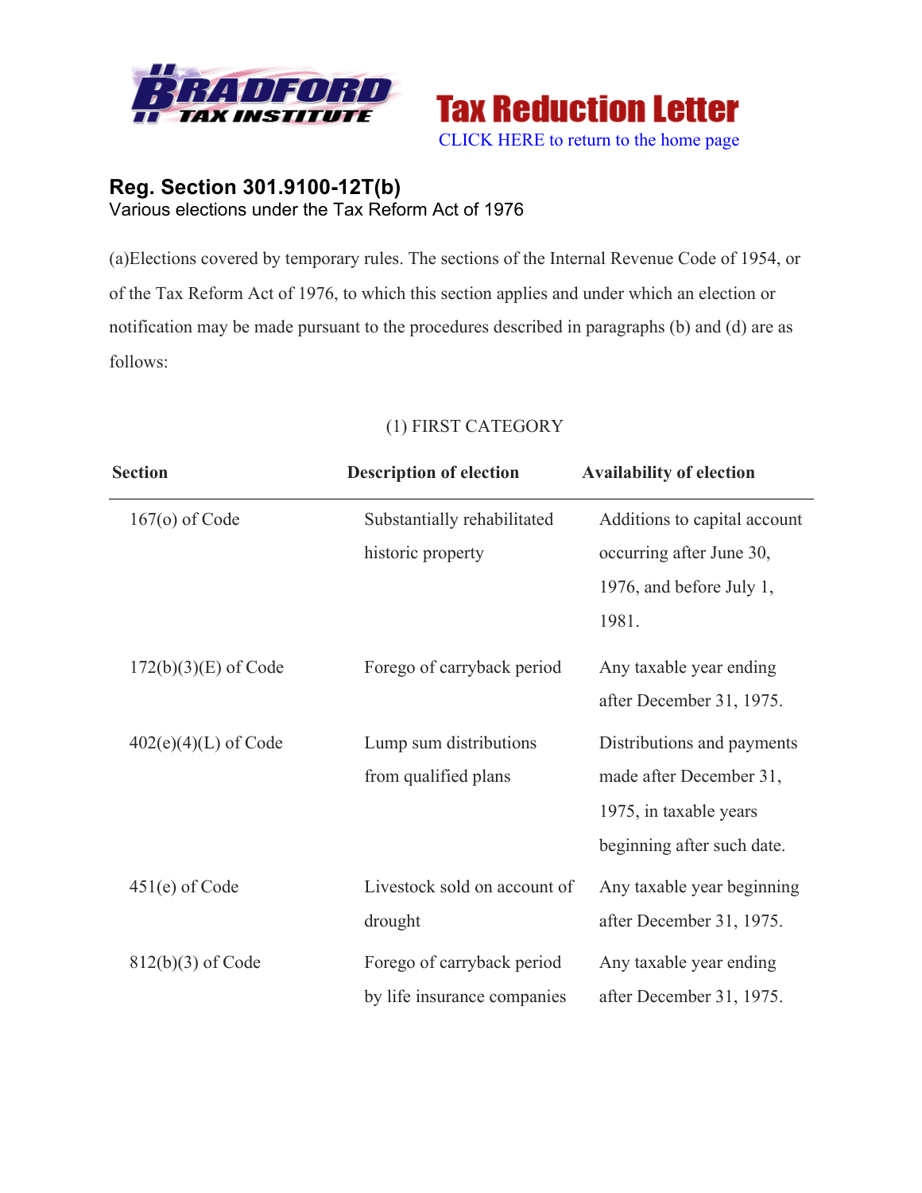Bradford Tax Institute

# Tax Reduction Letter

CLICK HERE to return to the home page

## Reg. Section 301.9100-12T(b)

Various elections under the Tax Reform Act of 1976

(a)Elections covered by temporary rules. The sections of the Internal Revenue Code of 1954, or of the Tax Reform Act of 1976, to which this section applies and under which an election or notification may be made pursuant to the procedures described in paragraphs (b) and (d) are as follows:

(1) FIRST CATEGORY

| Section | Description of election | Availability of election |
|---|---|---|
| 167(o) of Code | Substantially rehabilitated historic property | Additions to capital account occurring after June 30, 1976, and before July 1, 1981. |
| 172(b)(3)(E) of Code | Forego of carryback period | Any taxable year ending after December 31, 1975. |
| 402(e)(4)(L) of Code | Lump sum distributions from qualified plans | Distributions and payments made after December 31, 1975, in taxable years beginning after such date. |
| 451(e) of Code | Livestock sold on account of drought | Any taxable year beginning after December 31, 1975. |
| 812(b)(3) of Code | Forego of carryback period by life insurance companies | Any taxable year ending after December 31, 1975. |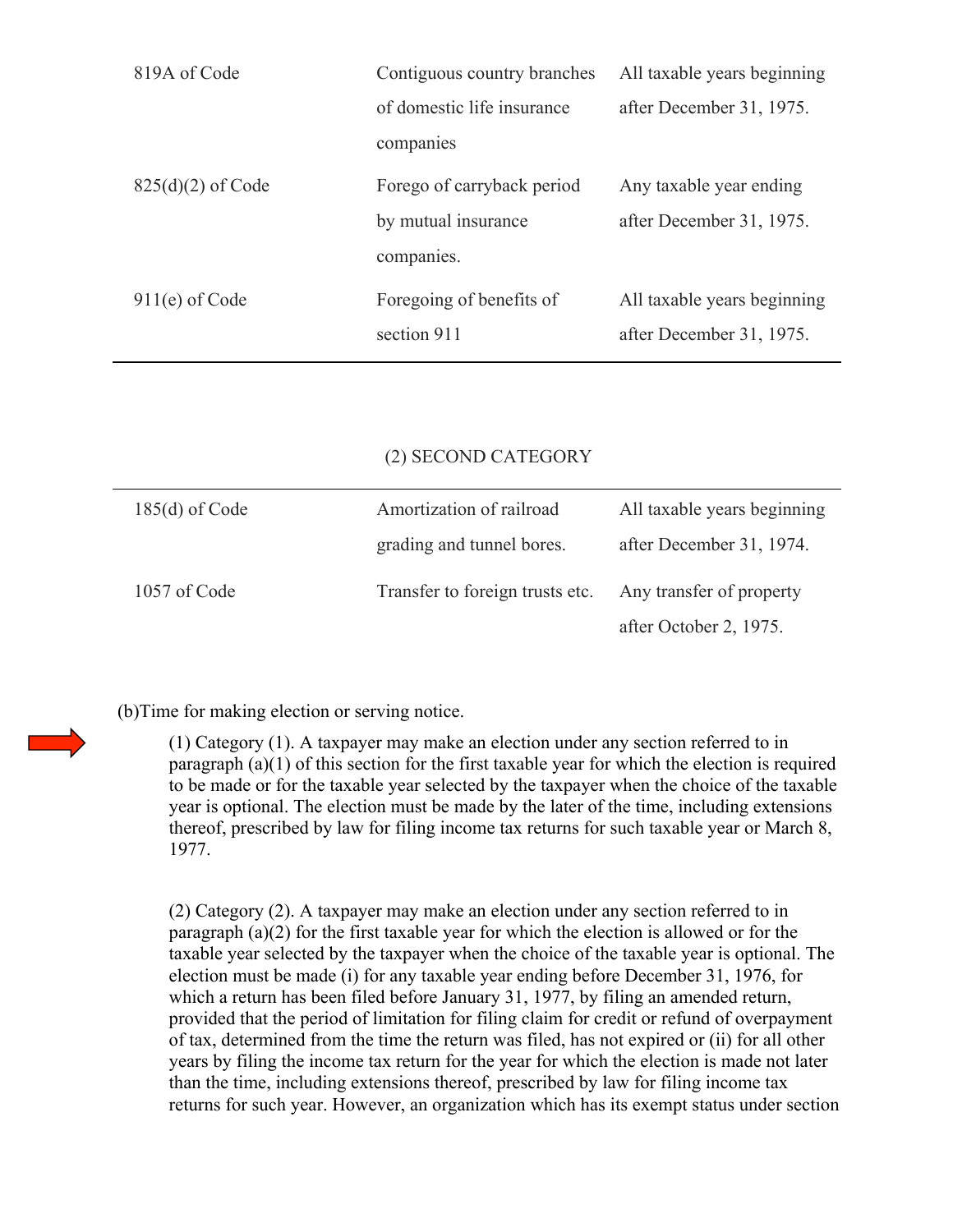| | | |
|---|---|---|
| 819A of Code | Contiguous country branches of domestic life insurance companies | All taxable years beginning after December 31, 1975. |
| 825(d)(2) of Code | Forego of carryback period by mutual insurance companies. | Any taxable year ending after December 31, 1975. |
| 911(e) of Code | Foregoing of benefits of section 911 | All taxable years beginning after December 31, 1975. |

(2) SECOND CATEGORY

| | | |
|---|---|---|
| 185(d) of Code | Amortization of railroad grading and tunnel bores. | All taxable years beginning after December 31, 1974. |
| 1057 of Code | Transfer to foreign trusts etc. | Any transfer of property after October 2, 1975. |

(b)Time for making election or serving notice.

(1) Category (1). A taxpayer may make an election under any section referred to in paragraph (a)(1) of this section for the first taxable year for which the election is required to be made or for the taxable year selected by the taxpayer when the choice of the taxable year is optional. The election must be made by the later of the time, including extensions thereof, prescribed by law for filing income tax returns for such taxable year or March 8, 1977.

(2) Category (2). A taxpayer may make an election under any section referred to in paragraph (a)(2) for the first taxable year for which the election is allowed or for the taxable year selected by the taxpayer when the choice of the taxable year is optional. The election must be made (i) for any taxable year ending before December 31, 1976, for which a return has been filed before January 31, 1977, by filing an amended return, provided that the period of limitation for filing claim for credit or refund of overpayment of tax, determined from the time the return was filed, has not expired or (ii) for all other years by filing the income tax return for the year for which the election is made not later than the time, including extensions thereof, prescribed by law for filing income tax returns for such year. However, an organization which has its exempt status under section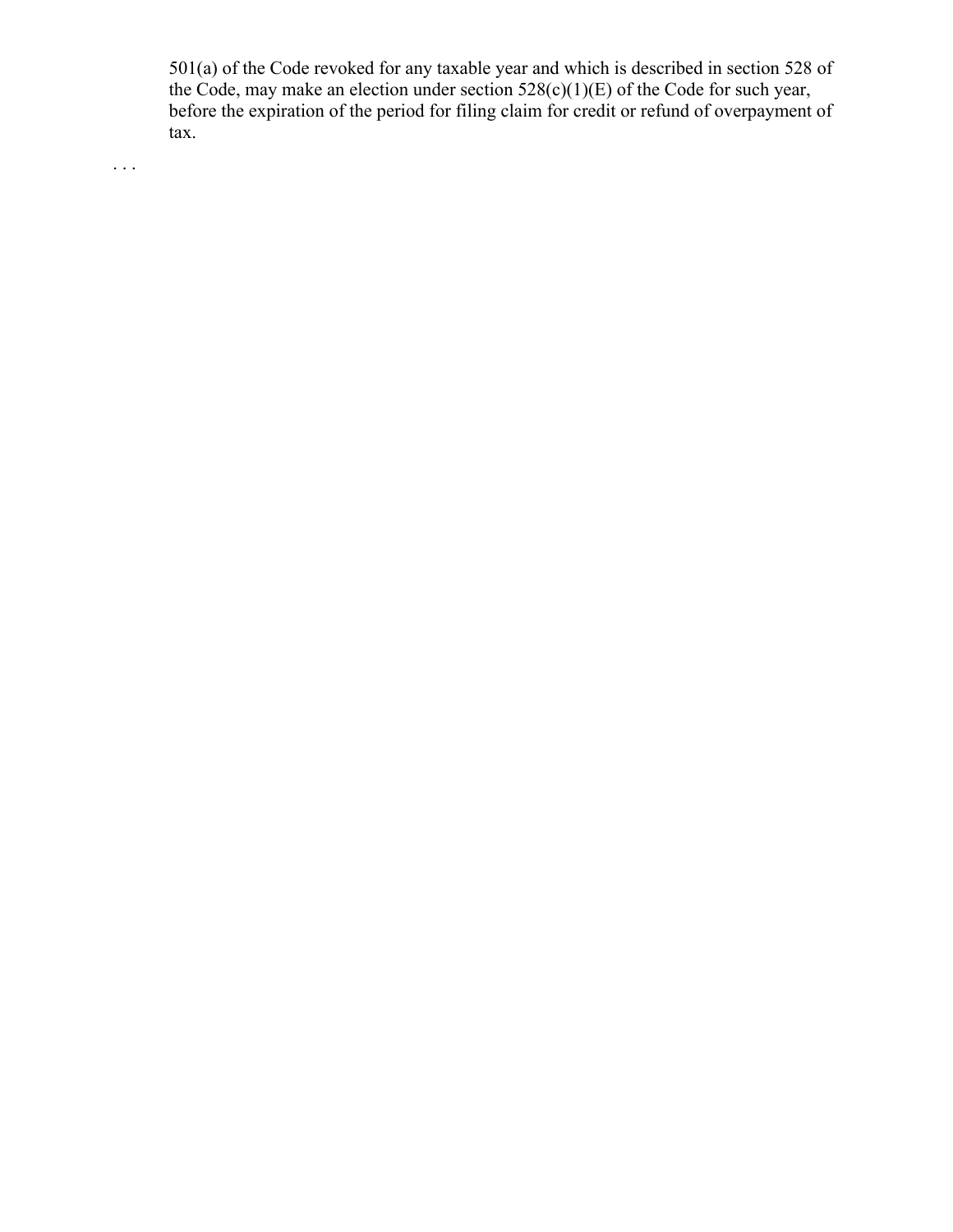501(a) of the Code revoked for any taxable year and which is described in section 528 of the Code, may make an election under section 528(c)(1)(E) of the Code for such year, before the expiration of the period for filing claim for credit or refund of overpayment of tax.

. . .